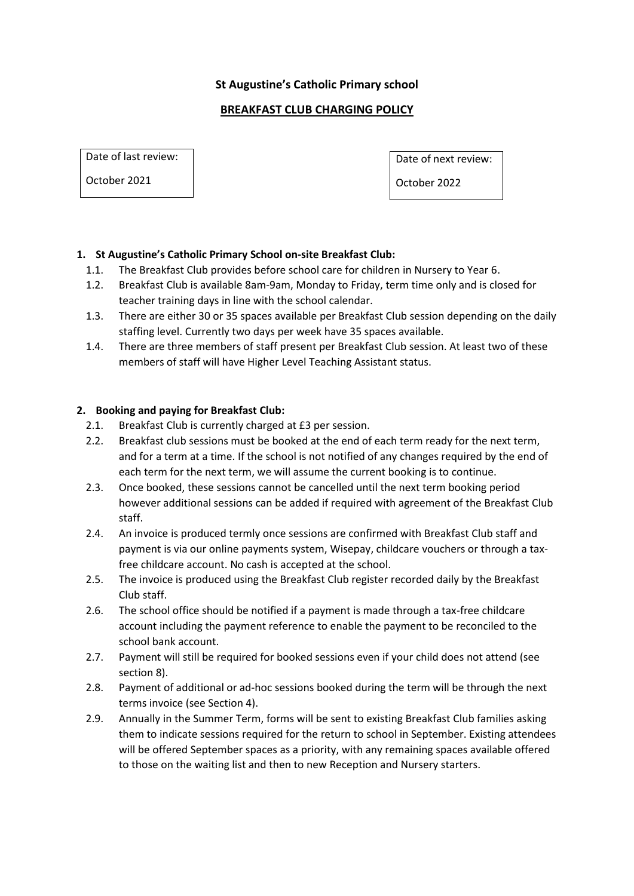# St Augustine's Catholic Primary school

## BREAKFAST CLUB CHARGING POLICY

| Date of last review: | Date of next review: |
| --- | --- |
| October 2021 | October 2022 |

### 1. St Augustine's Catholic Primary School on-site Breakfast Club:

1.1. The Breakfast Club provides before school care for children in Nursery to Year 6.

1.2. Breakfast Club is available 8am-9am, Monday to Friday, term time only and is closed for teacher training days in line with the school calendar.

1.3. There are either 30 or 35 spaces available per Breakfast Club session depending on the daily staffing level. Currently two days per week have 35 spaces available.

1.4. There are three members of staff present per Breakfast Club session. At least two of these members of staff will have Higher Level Teaching Assistant status.

### 2. Booking and paying for Breakfast Club:

2.1. Breakfast Club is currently charged at £3 per session.

2.2. Breakfast club sessions must be booked at the end of each term ready for the next term, and for a term at a time. If the school is not notified of any changes required by the end of each term for the next term, we will assume the current booking is to continue.

2.3. Once booked, these sessions cannot be cancelled until the next term booking period however additional sessions can be added if required with agreement of the Breakfast Club staff.

2.4. An invoice is produced termly once sessions are confirmed with Breakfast Club staff and payment is via our online payments system, Wisepay, childcare vouchers or through a tax-free childcare account. No cash is accepted at the school.

2.5. The invoice is produced using the Breakfast Club register recorded daily by the Breakfast Club staff.

2.6. The school office should be notified if a payment is made through a tax-free childcare account including the payment reference to enable the payment to be reconciled to the school bank account.

2.7. Payment will still be required for booked sessions even if your child does not attend (see section 8).

2.8. Payment of additional or ad-hoc sessions booked during the term will be through the next terms invoice (see Section 4).

2.9. Annually in the Summer Term, forms will be sent to existing Breakfast Club families asking them to indicate sessions required for the return to school in September. Existing attendees will be offered September spaces as a priority, with any remaining spaces available offered to those on the waiting list and then to new Reception and Nursery starters.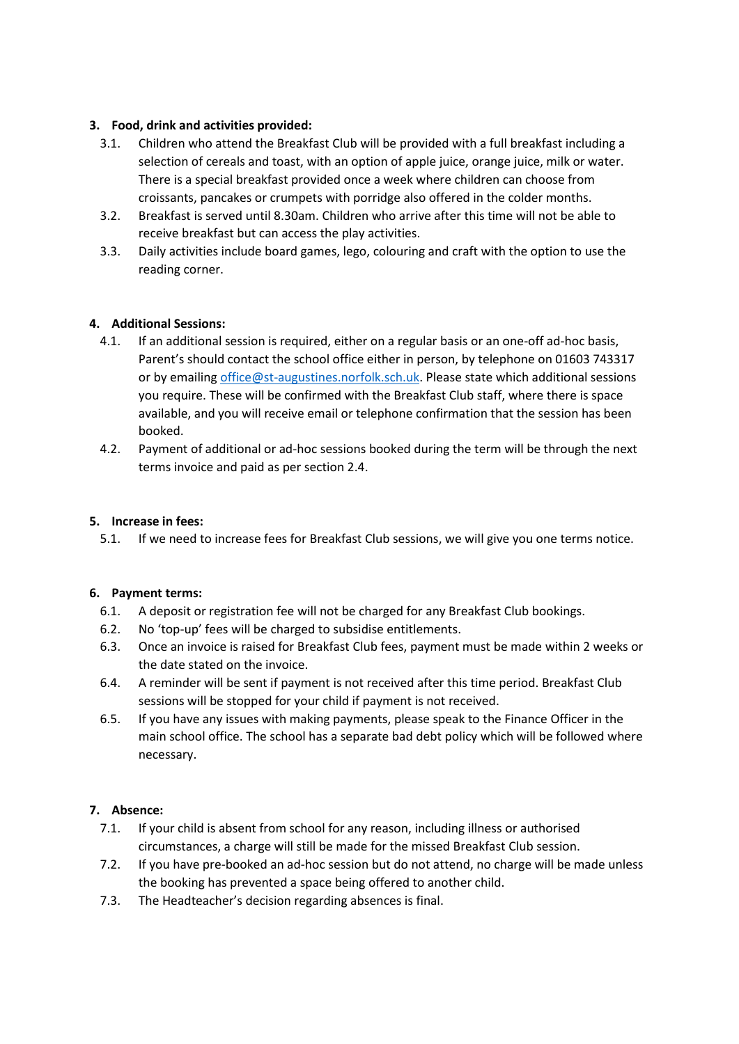**3. Food, drink and activities provided:**

3.1. Children who attend the Breakfast Club will be provided with a full breakfast including a selection of cereals and toast, with an option of apple juice, orange juice, milk or water. There is a special breakfast provided once a week where children can choose from croissants, pancakes or crumpets with porridge also offered in the colder months.

3.2. Breakfast is served until 8.30am. Children who arrive after this time will not be able to receive breakfast but can access the play activities.

3.3. Daily activities include board games, lego, colouring and craft with the option to use the reading corner.

**4. Additional Sessions:**

4.1. If an additional session is required, either on a regular basis or an one-off ad-hoc basis, Parent's should contact the school office either in person, by telephone on 01603 743317 or by emailing [office@st-augustines.norfolk.sch.uk](mailto:office@st-augustines.norfolk.sch.uk). Please state which additional sessions you require. These will be confirmed with the Breakfast Club staff, where there is space available, and you will receive email or telephone confirmation that the session has been booked.

4.2. Payment of additional or ad-hoc sessions booked during the term will be through the next terms invoice and paid as per section 2.4.

**5. Increase in fees:**

5.1. If we need to increase fees for Breakfast Club sessions, we will give you one terms notice.

**6. Payment terms:**

6.1. A deposit or registration fee will not be charged for any Breakfast Club bookings.

6.2. No 'top-up' fees will be charged to subsidise entitlements.

6.3. Once an invoice is raised for Breakfast Club fees, payment must be made within 2 weeks or the date stated on the invoice.

6.4. A reminder will be sent if payment is not received after this time period. Breakfast Club sessions will be stopped for your child if payment is not received.

6.5. If you have any issues with making payments, please speak to the Finance Officer in the main school office. The school has a separate bad debt policy which will be followed where necessary.

**7. Absence:**

7.1. If your child is absent from school for any reason, including illness or authorised circumstances, a charge will still be made for the missed Breakfast Club session.

7.2. If you have pre-booked an ad-hoc session but do not attend, no charge will be made unless the booking has prevented a space being offered to another child.

7.3. The Headteacher's decision regarding absences is final.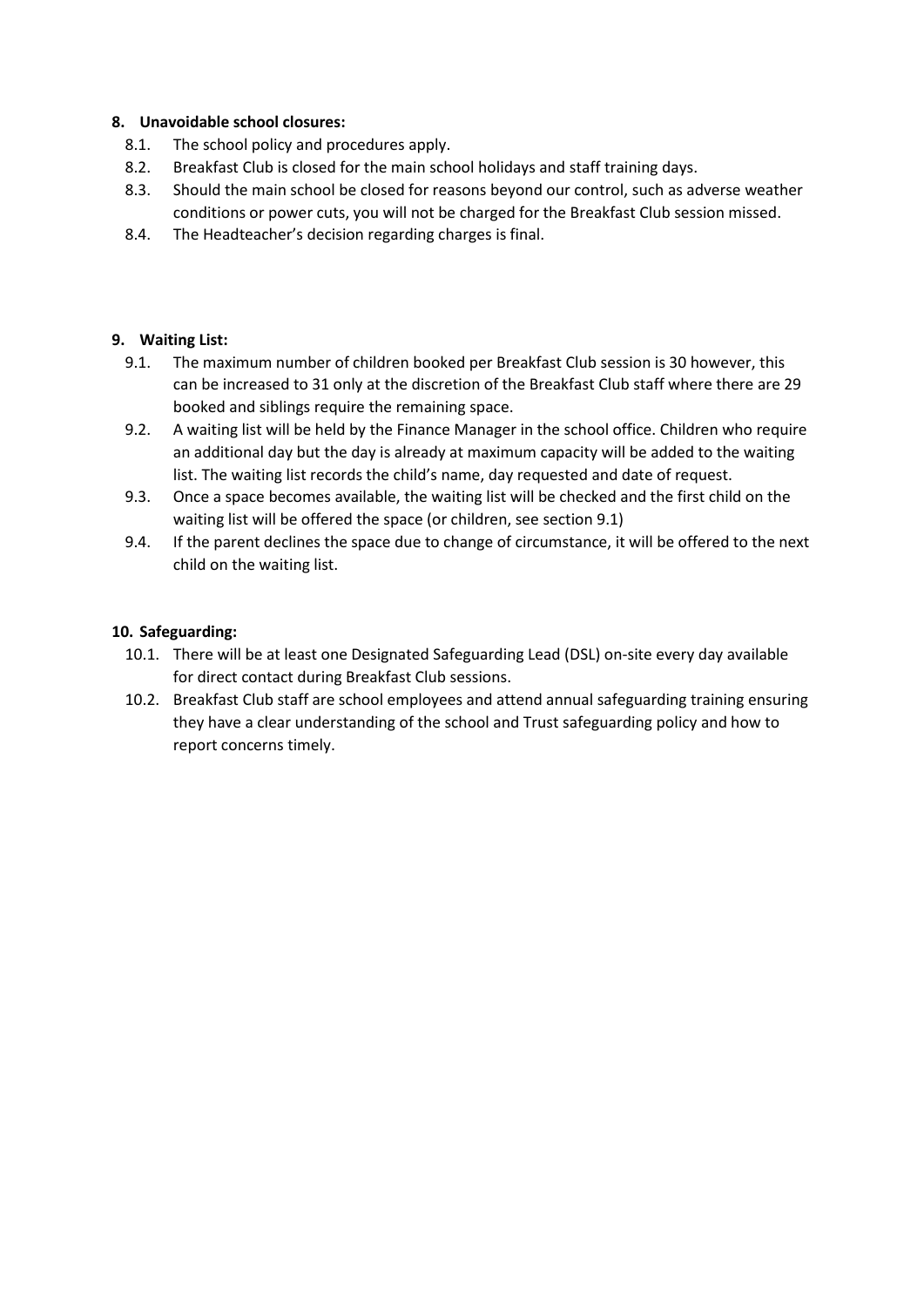**8. Unavoidable school closures:**

8.1. The school policy and procedures apply.

8.2. Breakfast Club is closed for the main school holidays and staff training days.

8.3. Should the main school be closed for reasons beyond our control, such as adverse weather conditions or power cuts, you will not be charged for the Breakfast Club session missed.

8.4. The Headteacher's decision regarding charges is final.

**9. Waiting List:**

9.1. The maximum number of children booked per Breakfast Club session is 30 however, this can be increased to 31 only at the discretion of the Breakfast Club staff where there are 29 booked and siblings require the remaining space.

9.2. A waiting list will be held by the Finance Manager in the school office. Children who require an additional day but the day is already at maximum capacity will be added to the waiting list. The waiting list records the child's name, day requested and date of request.

9.3. Once a space becomes available, the waiting list will be checked and the first child on the waiting list will be offered the space (or children, see section 9.1)

9.4. If the parent declines the space due to change of circumstance, it will be offered to the next child on the waiting list.

**10. Safeguarding:**

10.1. There will be at least one Designated Safeguarding Lead (DSL) on-site every day available for direct contact during Breakfast Club sessions.

10.2. Breakfast Club staff are school employees and attend annual safeguarding training ensuring they have a clear understanding of the school and Trust safeguarding policy and how to report concerns timely.